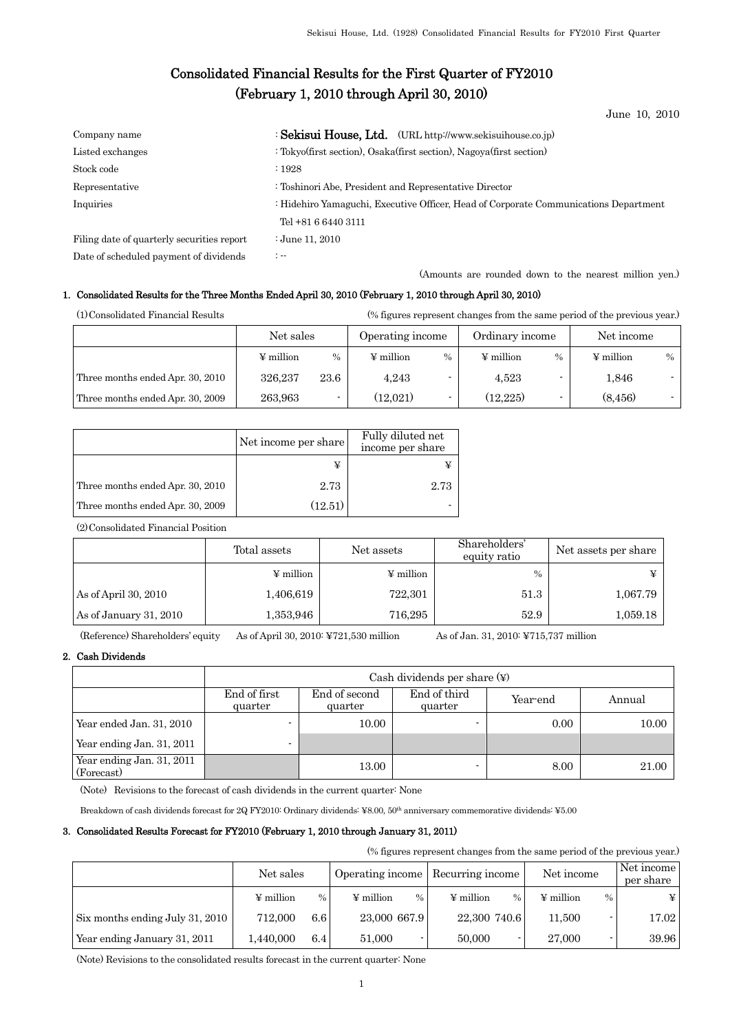# Consolidated Financial Results for the First Quarter of FY2010
# (February 1, 2010 through April 30, 2010)

June 10, 2010

| | |
|---|---|
| Company name | : **Sekisui House, Ltd.** (URL http://www.sekisuihouse.co.jp) |
| Listed exchanges | : Tokyo(first section), Osaka(first section), Nagoya(first section) |
| Stock code | : 1928 |
| Representative | : Toshinori Abe, President and Representative Director |
| Inquiries | : Hidehiro Yamaguchi, Executive Officer, Head of Corporate Communications Department Tel +81 6 6440 3111 |
| Filing date of quarterly securities report | : June 11, 2010 |
| Date of scheduled payment of dividends | : -- |

(Amounts are rounded down to the nearest million yen.)

## 1. Consolidated Results for the Three Months Ended April 30, 2010 (February 1, 2010 through April 30, 2010)

(1) Consolidated Financial Results

(% figures represent changes from the same period of the previous year.)

| | Net sales | | Operating income | | Ordinary income | | Net income | |
|---|---|---|---|---|---|---|---|---|
| | ¥ million | % | ¥ million | % | ¥ million | % | ¥ million | % |
| Three months ended Apr. 30, 2010 | 326,237 | 23.6 | 4,243 | - | 4,523 | - | 1,846 | - |
| Three months ended Apr. 30, 2009 | 263,963 | - | (12,021) | - | (12,225) | - | (8,456) | - |

| | Net income per share | Fully diluted net income per share |
|---|---|---|
| | ¥ | ¥ |
| Three months ended Apr. 30, 2010 | 2.73 | 2.73 |
| Three months ended Apr. 30, 2009 | (12.51) | - |

(2) Consolidated Financial Position

| | Total assets | Net assets | Shareholders' equity ratio | Net assets per share |
|---|---|---|---|---|
| | ¥ million | ¥ million | % | ¥ |
| As of April 30, 2010 | 1,406,619 | 722,301 | 51.3 | 1,067.79 |
| As of January 31, 2010 | 1,353,946 | 716,295 | 52.9 | 1,059.18 |

(Reference) Shareholders' equity  As of April 30, 2010: ¥721,530 million  As of Jan. 31, 2010: ¥715,737 million

## 2. Cash Dividends

| | Cash dividends per share (¥) | | | | |
|---|---|---|---|---|---|
| | End of first quarter | End of second quarter | End of third quarter | Year-end | Annual |
| Year ended Jan. 31, 2010 | - | 10.00 | - | 0.00 | 10.00 |
| Year ending Jan. 31, 2011 | - | | | | |
| Year ending Jan. 31, 2011 (Forecast) | | 13.00 | - | 8.00 | 21.00 |

(Note) Revisions to the forecast of cash dividends in the current quarter: None

Breakdown of cash dividends forecast for 2Q FY2010: Ordinary dividends: ¥8.00, 50th anniversary commemorative dividends: ¥5.00

## 3. Consolidated Results Forecast for FY2010 (February 1, 2010 through January 31, 2011)

(% figures represent changes from the same period of the previous year.)

| | Net sales | | Operating income | | Recurring income | | Net income | | Net income per share |
|---|---|---|---|---|---|---|---|---|---|
| | ¥ million | % | ¥ million | % | ¥ million | % | ¥ million | % | ¥ |
| Six months ending July 31, 2010 | 712,000 | 6.6 | 23,000 | 667.9 | 22,300 | 740.6 | 11,500 | - | 17.02 |
| Year ending January 31, 2011 | 1,440,000 | 6.4 | 51,000 | - | 50,000 | - | 27,000 | - | 39.96 |

(Note) Revisions to the consolidated results forecast in the current quarter: None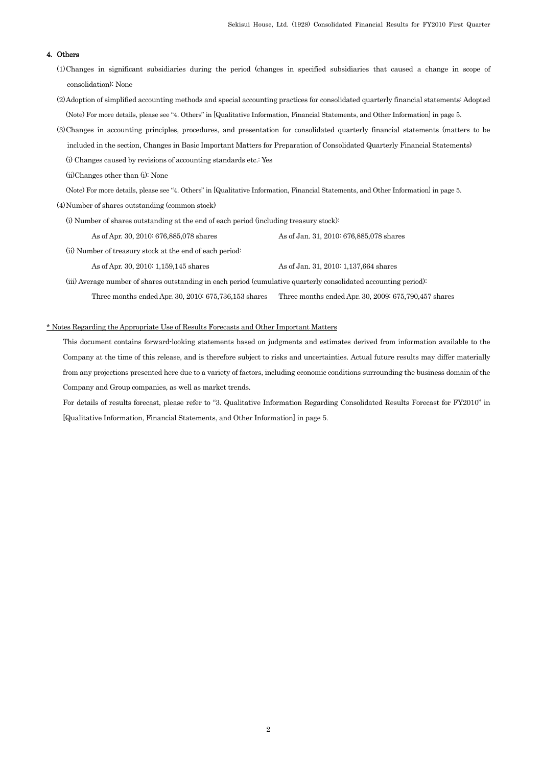## 4. Others

(1) Changes in significant subsidiaries during the period (changes in specified subsidiaries that caused a change in scope of consolidation): None

(2) Adoption of simplified accounting methods and special accounting practices for consolidated quarterly financial statements: Adopted

(Note) For more details, please see "4. Others" in [Qualitative Information, Financial Statements, and Other Information] in page 5.

(3) Changes in accounting principles, procedures, and presentation for consolidated quarterly financial statements (matters to be included in the section, Changes in Basic Important Matters for Preparation of Consolidated Quarterly Financial Statements)

(i) Changes caused by revisions of accounting standards etc.: Yes

(ii) Changes other than (i): None

(Note) For more details, please see "4. Others" in [Qualitative Information, Financial Statements, and Other Information] in page 5.

(4) Number of shares outstanding (common stock)

(i) Number of shares outstanding at the end of each period (including treasury stock):

As of Apr. 30, 2010: 676,885,078 shares — As of Jan. 31, 2010: 676,885,078 shares

(ii) Number of treasury stock at the end of each period:

As of Apr. 30, 2010: 1,159,145 shares — As of Jan. 31, 2010: 1,137,664 shares

(iii) Average number of shares outstanding in each period (cumulative quarterly consolidated accounting period):

Three months ended Apr. 30, 2010: 675,736,153 shares — Three months ended Apr. 30, 2009: 675,790,457 shares

\* Notes Regarding the Appropriate Use of Results Forecasts and Other Important Matters

This document contains forward-looking statements based on judgments and estimates derived from information available to the Company at the time of this release, and is therefore subject to risks and uncertainties. Actual future results may differ materially from any projections presented here due to a variety of factors, including economic conditions surrounding the business domain of the Company and Group companies, as well as market trends.

For details of results forecast, please refer to "3. Qualitative Information Regarding Consolidated Results Forecast for FY2010" in [Qualitative Information, Financial Statements, and Other Information] in page 5.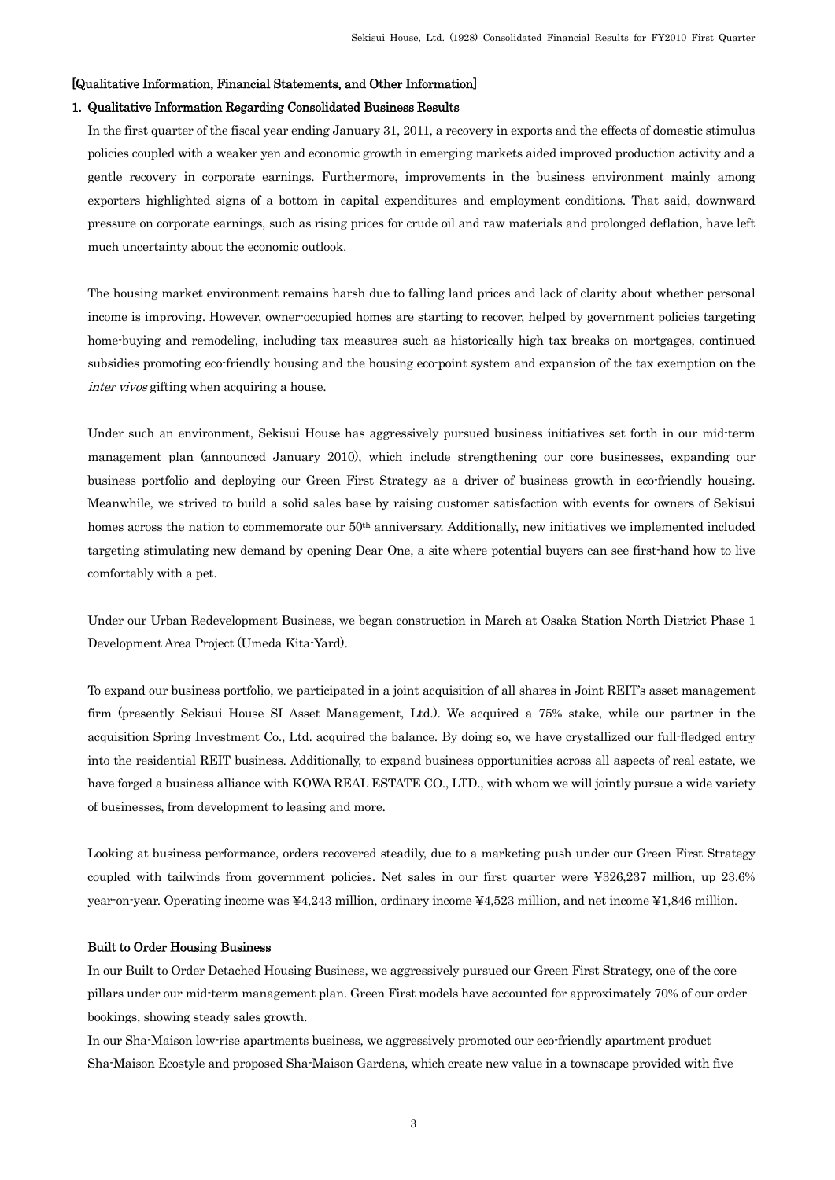## [Qualitative Information, Financial Statements, and Other Information]

### 1. Qualitative Information Regarding Consolidated Business Results

In the first quarter of the fiscal year ending January 31, 2011, a recovery in exports and the effects of domestic stimulus policies coupled with a weaker yen and economic growth in emerging markets aided improved production activity and a gentle recovery in corporate earnings. Furthermore, improvements in the business environment mainly among exporters highlighted signs of a bottom in capital expenditures and employment conditions. That said, downward pressure on corporate earnings, such as rising prices for crude oil and raw materials and prolonged deflation, have left much uncertainty about the economic outlook.

The housing market environment remains harsh due to falling land prices and lack of clarity about whether personal income is improving. However, owner-occupied homes are starting to recover, helped by government policies targeting home-buying and remodeling, including tax measures such as historically high tax breaks on mortgages, continued subsidies promoting eco-friendly housing and the housing eco-point system and expansion of the tax exemption on the *inter vivos* gifting when acquiring a house.

Under such an environment, Sekisui House has aggressively pursued business initiatives set forth in our mid-term management plan (announced January 2010), which include strengthening our core businesses, expanding our business portfolio and deploying our Green First Strategy as a driver of business growth in eco-friendly housing. Meanwhile, we strived to build a solid sales base by raising customer satisfaction with events for owners of Sekisui homes across the nation to commemorate our 50th anniversary. Additionally, new initiatives we implemented included targeting stimulating new demand by opening Dear One, a site where potential buyers can see first-hand how to live comfortably with a pet.

Under our Urban Redevelopment Business, we began construction in March at Osaka Station North District Phase 1 Development Area Project (Umeda Kita-Yard).

To expand our business portfolio, we participated in a joint acquisition of all shares in Joint REIT's asset management firm (presently Sekisui House SI Asset Management, Ltd.). We acquired a 75% stake, while our partner in the acquisition Spring Investment Co., Ltd. acquired the balance. By doing so, we have crystallized our full-fledged entry into the residential REIT business. Additionally, to expand business opportunities across all aspects of real estate, we have forged a business alliance with KOWA REAL ESTATE CO., LTD., with whom we will jointly pursue a wide variety of businesses, from development to leasing and more.

Looking at business performance, orders recovered steadily, due to a marketing push under our Green First Strategy coupled with tailwinds from government policies. Net sales in our first quarter were ¥326,237 million, up 23.6% year-on-year. Operating income was ¥4,243 million, ordinary income ¥4,523 million, and net income ¥1,846 million.

#### Built to Order Housing Business

In our Built to Order Detached Housing Business, we aggressively pursued our Green First Strategy, one of the core pillars under our mid-term management plan. Green First models have accounted for approximately 70% of our order bookings, showing steady sales growth.

In our Sha-Maison low-rise apartments business, we aggressively promoted our eco-friendly apartment product Sha-Maison Ecostyle and proposed Sha-Maison Gardens, which create new value in a townscape provided with five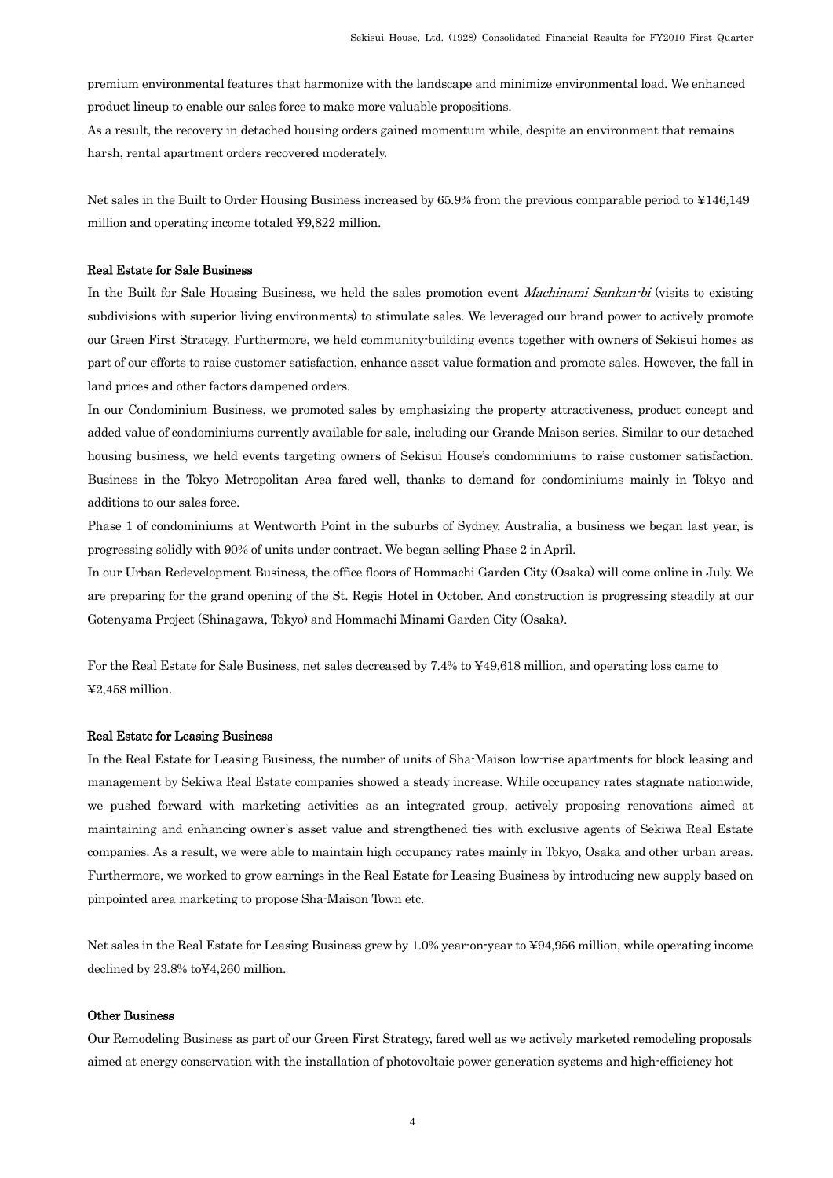premium environmental features that harmonize with the landscape and minimize environmental load. We enhanced product lineup to enable our sales force to make more valuable propositions.
As a result, the recovery in detached housing orders gained momentum while, despite an environment that remains harsh, rental apartment orders recovered moderately.

Net sales in the Built to Order Housing Business increased by 65.9% from the previous comparable period to ¥146,149 million and operating income totaled ¥9,822 million.

**Real Estate for Sale Business**

In the Built for Sale Housing Business, we held the sales promotion event *Machinami Sankan-bi* (visits to existing subdivisions with superior living environments) to stimulate sales. We leveraged our brand power to actively promote our Green First Strategy. Furthermore, we held community-building events together with owners of Sekisui homes as part of our efforts to raise customer satisfaction, enhance asset value formation and promote sales. However, the fall in land prices and other factors dampened orders.
In our Condominium Business, we promoted sales by emphasizing the property attractiveness, product concept and added value of condominiums currently available for sale, including our Grande Maison series. Similar to our detached housing business, we held events targeting owners of Sekisui House's condominiums to raise customer satisfaction. Business in the Tokyo Metropolitan Area fared well, thanks to demand for condominiums mainly in Tokyo and additions to our sales force.
Phase 1 of condominiums at Wentworth Point in the suburbs of Sydney, Australia, a business we began last year, is progressing solidly with 90% of units under contract. We began selling Phase 2 in April.
In our Urban Redevelopment Business, the office floors of Hommachi Garden City (Osaka) will come online in July. We are preparing for the grand opening of the St. Regis Hotel in October. And construction is progressing steadily at our Gotenyama Project (Shinagawa, Tokyo) and Hommachi Minami Garden City (Osaka).

For the Real Estate for Sale Business, net sales decreased by 7.4% to ¥49,618 million, and operating loss came to ¥2,458 million.

**Real Estate for Leasing Business**

In the Real Estate for Leasing Business, the number of units of Sha-Maison low-rise apartments for block leasing and management by Sekiwa Real Estate companies showed a steady increase. While occupancy rates stagnate nationwide, we pushed forward with marketing activities as an integrated group, actively proposing renovations aimed at maintaining and enhancing owner's asset value and strengthened ties with exclusive agents of Sekiwa Real Estate companies. As a result, we were able to maintain high occupancy rates mainly in Tokyo, Osaka and other urban areas. Furthermore, we worked to grow earnings in the Real Estate for Leasing Business by introducing new supply based on pinpointed area marketing to propose Sha-Maison Town etc.

Net sales in the Real Estate for Leasing Business grew by 1.0% year-on-year to ¥94,956 million, while operating income declined by 23.8% to¥4,260 million.

**Other Business**

Our Remodeling Business as part of our Green First Strategy, fared well as we actively marketed remodeling proposals aimed at energy conservation with the installation of photovoltaic power generation systems and high-efficiency hot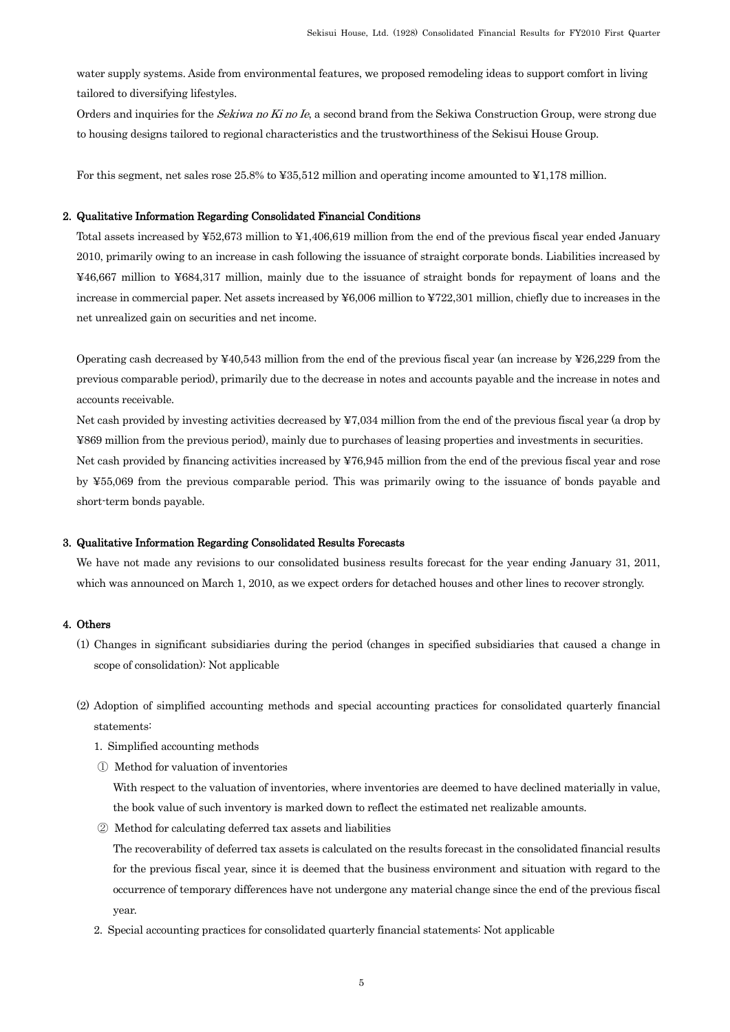water supply systems. Aside from environmental features, we proposed remodeling ideas to support comfort in living tailored to diversifying lifestyles.

Orders and inquiries for the *Sekiwa no Ki no Ie*, a second brand from the Sekiwa Construction Group, were strong due to housing designs tailored to regional characteristics and the trustworthiness of the Sekisui House Group.

For this segment, net sales rose 25.8% to ¥35,512 million and operating income amounted to ¥1,178 million.

## 2. Qualitative Information Regarding Consolidated Financial Conditions

Total assets increased by ¥52,673 million to ¥1,406,619 million from the end of the previous fiscal year ended January 2010, primarily owing to an increase in cash following the issuance of straight corporate bonds. Liabilities increased by ¥46,667 million to ¥684,317 million, mainly due to the issuance of straight bonds for repayment of loans and the increase in commercial paper. Net assets increased by ¥6,006 million to ¥722,301 million, chiefly due to increases in the net unrealized gain on securities and net income.

Operating cash decreased by ¥40,543 million from the end of the previous fiscal year (an increase by ¥26,229 from the previous comparable period), primarily due to the decrease in notes and accounts payable and the increase in notes and accounts receivable.

Net cash provided by investing activities decreased by ¥7,034 million from the end of the previous fiscal year (a drop by ¥869 million from the previous period), mainly due to purchases of leasing properties and investments in securities.

Net cash provided by financing activities increased by ¥76,945 million from the end of the previous fiscal year and rose by ¥55,069 from the previous comparable period. This was primarily owing to the issuance of bonds payable and short-term bonds payable.

## 3. Qualitative Information Regarding Consolidated Results Forecasts

We have not made any revisions to our consolidated business results forecast for the year ending January 31, 2011, which was announced on March 1, 2010, as we expect orders for detached houses and other lines to recover strongly.

## 4. Others

(1) Changes in significant subsidiaries during the period (changes in specified subsidiaries that caused a change in scope of consolidation): Not applicable

(2) Adoption of simplified accounting methods and special accounting practices for consolidated quarterly financial statements:

1. Simplified accounting methods

① Method for valuation of inventories

With respect to the valuation of inventories, where inventories are deemed to have declined materially in value, the book value of such inventory is marked down to reflect the estimated net realizable amounts.

② Method for calculating deferred tax assets and liabilities

The recoverability of deferred tax assets is calculated on the results forecast in the consolidated financial results for the previous fiscal year, since it is deemed that the business environment and situation with regard to the occurrence of temporary differences have not undergone any material change since the end of the previous fiscal year.

2. Special accounting practices for consolidated quarterly financial statements: Not applicable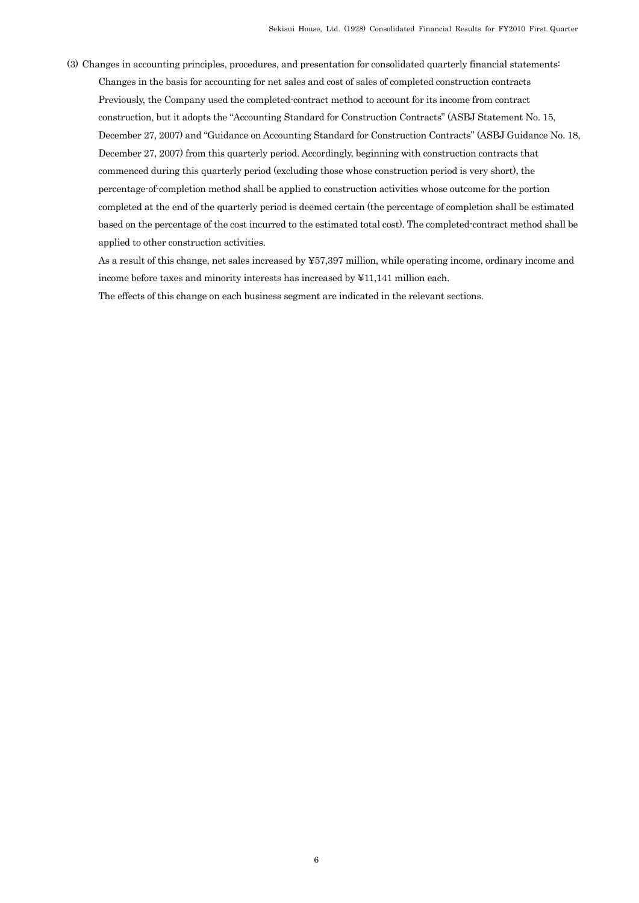(3) Changes in accounting principles, procedures, and presentation for consolidated quarterly financial statements:

Changes in the basis for accounting for net sales and cost of sales of completed construction contracts

Previously, the Company used the completed-contract method to account for its income from contract construction, but it adopts the "Accounting Standard for Construction Contracts" (ASBJ Statement No. 15, December 27, 2007) and "Guidance on Accounting Standard for Construction Contracts" (ASBJ Guidance No. 18, December 27, 2007) from this quarterly period. Accordingly, beginning with construction contracts that commenced during this quarterly period (excluding those whose construction period is very short), the percentage-of-completion method shall be applied to construction activities whose outcome for the portion completed at the end of the quarterly period is deemed certain (the percentage of completion shall be estimated based on the percentage of the cost incurred to the estimated total cost). The completed-contract method shall be applied to other construction activities.

As a result of this change, net sales increased by ¥57,397 million, while operating income, ordinary income and income before taxes and minority interests has increased by ¥11,141 million each.

The effects of this change on each business segment are indicated in the relevant sections.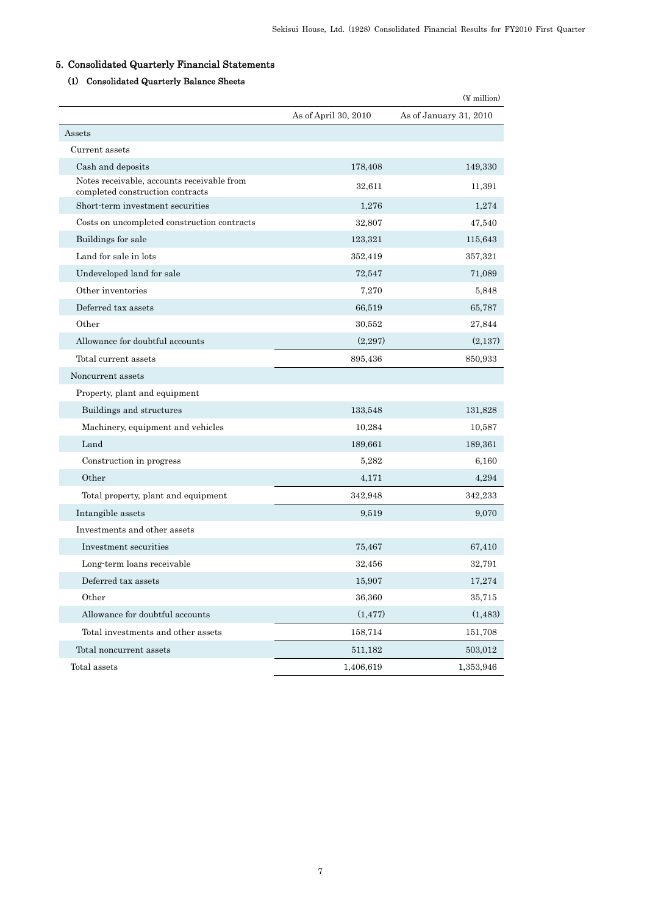## 5. Consolidated Quarterly Financial Statements

### (1) Consolidated Quarterly Balance Sheets

(¥ million)

| | As of April 30, 2010 | As of January 31, 2010 |
|---|---|---|
| Assets | | |
| Current assets | | |
| Cash and deposits | 178,408 | 149,330 |
| Notes receivable, accounts receivable from completed construction contracts | 32,611 | 11,391 |
| Short-term investment securities | 1,276 | 1,274 |
| Costs on uncompleted construction contracts | 32,807 | 47,540 |
| Buildings for sale | 123,321 | 115,643 |
| Land for sale in lots | 352,419 | 357,321 |
| Undeveloped land for sale | 72,547 | 71,089 |
| Other inventories | 7,270 | 5,848 |
| Deferred tax assets | 66,519 | 65,787 |
| Other | 30,552 | 27,844 |
| Allowance for doubtful accounts | (2,297) | (2,137) |
| Total current assets | 895,436 | 850,933 |
| Noncurrent assets | | |
| Property, plant and equipment | | |
| Buildings and structures | 133,548 | 131,828 |
| Machinery, equipment and vehicles | 10,284 | 10,587 |
| Land | 189,661 | 189,361 |
| Construction in progress | 5,282 | 6,160 |
| Other | 4,171 | 4,294 |
| Total property, plant and equipment | 342,948 | 342,233 |
| Intangible assets | 9,519 | 9,070 |
| Investments and other assets | | |
| Investment securities | 75,467 | 67,410 |
| Long-term loans receivable | 32,456 | 32,791 |
| Deferred tax assets | 15,907 | 17,274 |
| Other | 36,360 | 35,715 |
| Allowance for doubtful accounts | (1,477) | (1,483) |
| Total investments and other assets | 158,714 | 151,708 |
| Total noncurrent assets | 511,182 | 503,012 |
| Total assets | 1,406,619 | 1,353,946 |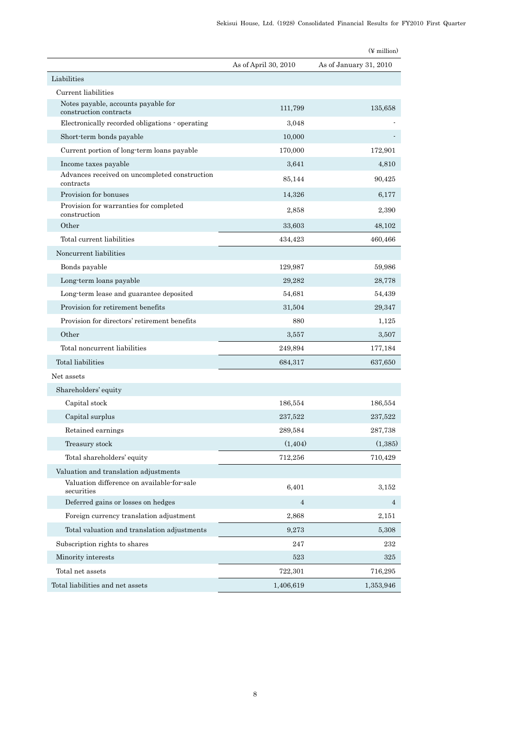(¥ million)

| | As of April 30, 2010 | As of January 31, 2010 |
|---|---|---|
| Liabilities | | |
| Current liabilities | | |
| Notes payable, accounts payable for construction contracts | 111,799 | 135,658 |
| Electronically recorded obligations - operating | 3,048 | - |
| Short-term bonds payable | 10,000 | - |
| Current portion of long-term loans payable | 170,000 | 172,901 |
| Income taxes payable | 3,641 | 4,810 |
| Advances received on uncompleted construction contracts | 85,144 | 90,425 |
| Provision for bonuses | 14,326 | 6,177 |
| Provision for warranties for completed construction | 2,858 | 2,390 |
| Other | 33,603 | 48,102 |
| Total current liabilities | 434,423 | 460,466 |
| Noncurrent liabilities | | |
| Bonds payable | 129,987 | 59,986 |
| Long-term loans payable | 29,282 | 28,778 |
| Long-term lease and guarantee deposited | 54,681 | 54,439 |
| Provision for retirement benefits | 31,504 | 29,347 |
| Provision for directors' retirement benefits | 880 | 1,125 |
| Other | 3,557 | 3,507 |
| Total noncurrent liabilities | 249,894 | 177,184 |
| Total liabilities | 684,317 | 637,650 |
| Net assets | | |
| Shareholders' equity | | |
| Capital stock | 186,554 | 186,554 |
| Capital surplus | 237,522 | 237,522 |
| Retained earnings | 289,584 | 287,738 |
| Treasury stock | (1,404) | (1,385) |
| Total shareholders' equity | 712,256 | 710,429 |
| Valuation and translation adjustments | | |
| Valuation difference on available-for-sale securities | 6,401 | 3,152 |
| Deferred gains or losses on hedges | 4 | 4 |
| Foreign currency translation adjustment | 2,868 | 2,151 |
| Total valuation and translation adjustments | 9,273 | 5,308 |
| Subscription rights to shares | 247 | 232 |
| Minority interests | 523 | 325 |
| Total net assets | 722,301 | 716,295 |
| Total liabilities and net assets | 1,406,619 | 1,353,946 |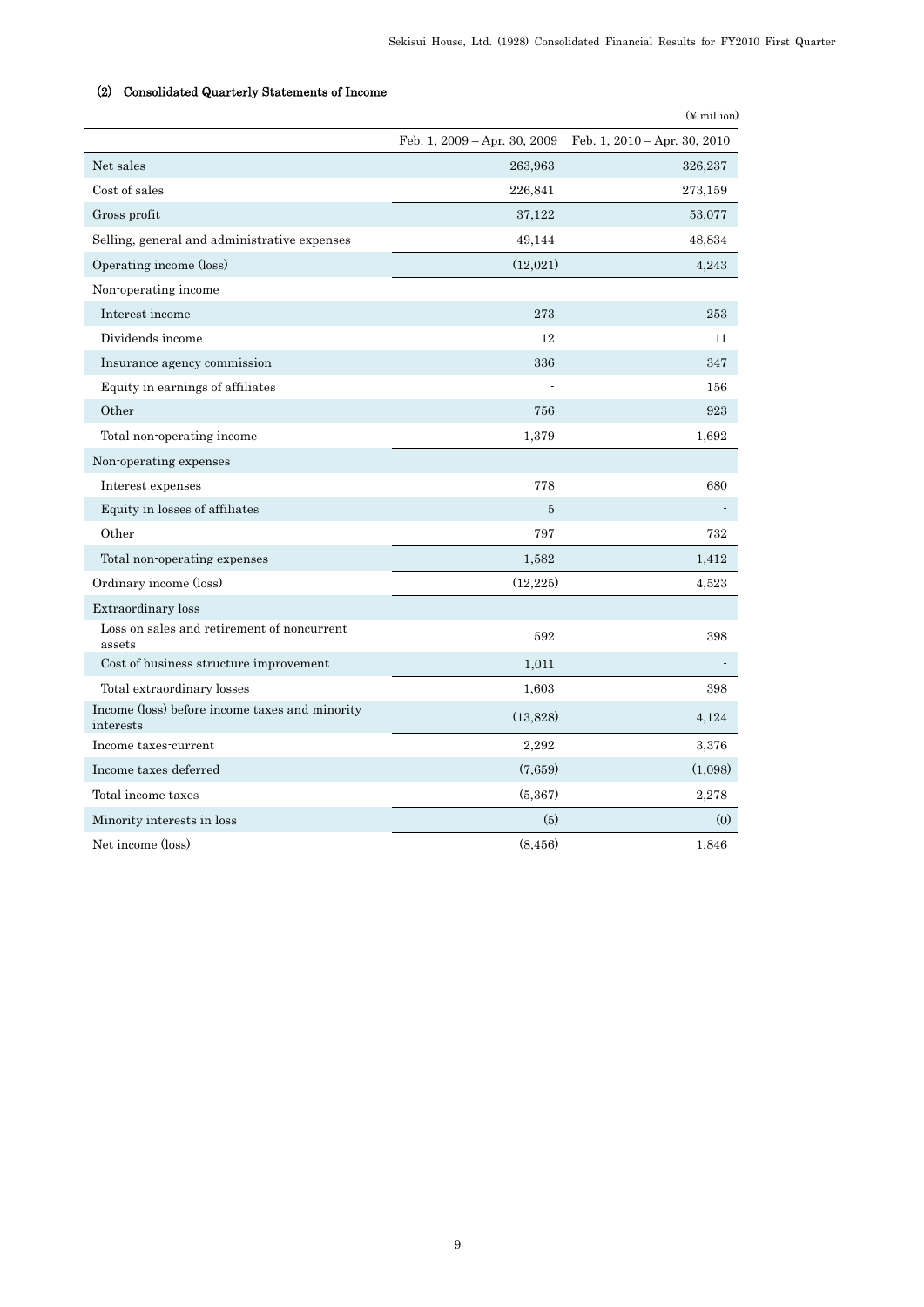## (2) Consolidated Quarterly Statements of Income

(¥ million)

| | Feb. 1, 2009 – Apr. 30, 2009 | Feb. 1, 2010 – Apr. 30, 2010 |
|---|---|---|
| Net sales | 263,963 | 326,237 |
| Cost of sales | 226,841 | 273,159 |
| Gross profit | 37,122 | 53,077 |
| Selling, general and administrative expenses | 49,144 | 48,834 |
| Operating income (loss) | (12,021) | 4,243 |
| Non-operating income | | |
| Interest income | 273 | 253 |
| Dividends income | 12 | 11 |
| Insurance agency commission | 336 | 347 |
| Equity in earnings of affiliates | - | 156 |
| Other | 756 | 923 |
| Total non-operating income | 1,379 | 1,692 |
| Non-operating expenses | | |
| Interest expenses | 778 | 680 |
| Equity in losses of affiliates | 5 | - |
| Other | 797 | 732 |
| Total non-operating expenses | 1,582 | 1,412 |
| Ordinary income (loss) | (12,225) | 4,523 |
| Extraordinary loss | | |
| Loss on sales and retirement of noncurrent assets | 592 | 398 |
| Cost of business structure improvement | 1,011 | - |
| Total extraordinary losses | 1,603 | 398 |
| Income (loss) before income taxes and minority interests | (13,828) | 4,124 |
| Income taxes-current | 2,292 | 3,376 |
| Income taxes-deferred | (7,659) | (1,098) |
| Total income taxes | (5,367) | 2,278 |
| Minority interests in loss | (5) | (0) |
| Net income (loss) | (8,456) | 1,846 |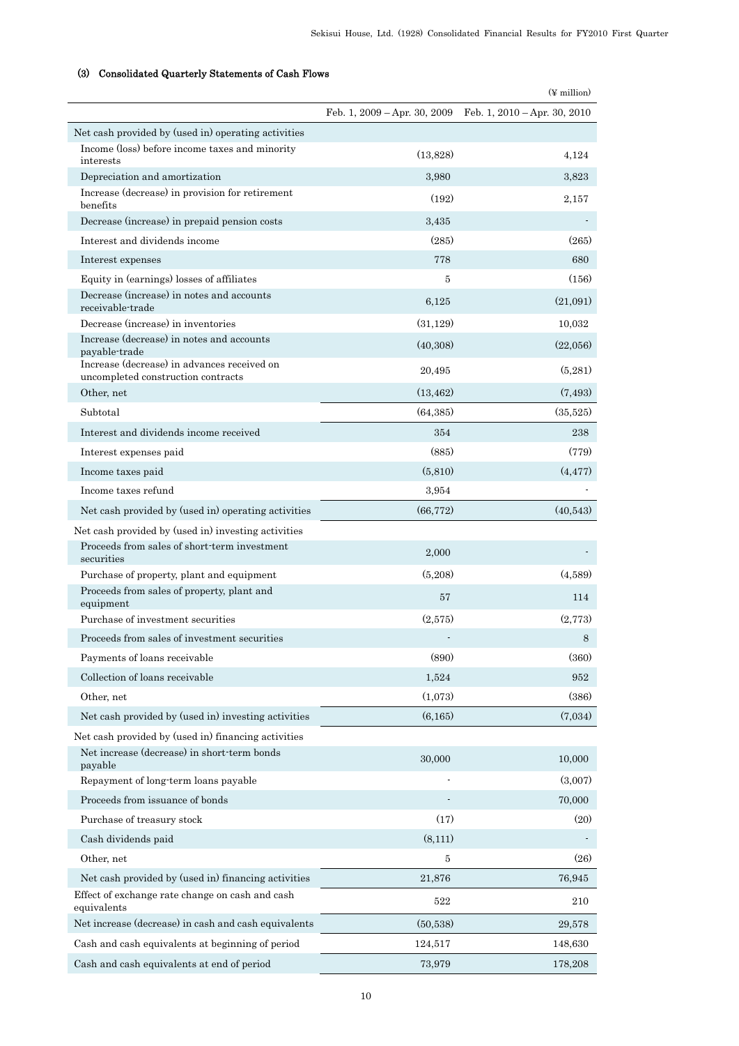### (3) Consolidated Quarterly Statements of Cash Flows

(¥ million)

| | Feb. 1, 2009 – Apr. 30, 2009 | Feb. 1, 2010 – Apr. 30, 2010 |
|---|---|---|
| Net cash provided by (used in) operating activities | | |
| Income (loss) before income taxes and minority interests | (13,828) | 4,124 |
| Depreciation and amortization | 3,980 | 3,823 |
| Increase (decrease) in provision for retirement benefits | (192) | 2,157 |
| Decrease (increase) in prepaid pension costs | 3,435 | - |
| Interest and dividends income | (285) | (265) |
| Interest expenses | 778 | 680 |
| Equity in (earnings) losses of affiliates | 5 | (156) |
| Decrease (increase) in notes and accounts receivable-trade | 6,125 | (21,091) |
| Decrease (increase) in inventories | (31,129) | 10,032 |
| Increase (decrease) in notes and accounts payable-trade | (40,308) | (22,056) |
| Increase (decrease) in advances received on uncompleted construction contracts | 20,495 | (5,281) |
| Other, net | (13,462) | (7,493) |
| Subtotal | (64,385) | (35,525) |
| Interest and dividends income received | 354 | 238 |
| Interest expenses paid | (885) | (779) |
| Income taxes paid | (5,810) | (4,477) |
| Income taxes refund | 3,954 | - |
| Net cash provided by (used in) operating activities | (66,772) | (40,543) |
| Net cash provided by (used in) investing activities | | |
| Proceeds from sales of short-term investment securities | 2,000 | - |
| Purchase of property, plant and equipment | (5,208) | (4,589) |
| Proceeds from sales of property, plant and equipment | 57 | 114 |
| Purchase of investment securities | (2,575) | (2,773) |
| Proceeds from sales of investment securities | - | 8 |
| Payments of loans receivable | (890) | (360) |
| Collection of loans receivable | 1,524 | 952 |
| Other, net | (1,073) | (386) |
| Net cash provided by (used in) investing activities | (6,165) | (7,034) |
| Net cash provided by (used in) financing activities | | |
| Net increase (decrease) in short-term bonds payable | 30,000 | 10,000 |
| Repayment of long-term loans payable | - | (3,007) |
| Proceeds from issuance of bonds | - | 70,000 |
| Purchase of treasury stock | (17) | (20) |
| Cash dividends paid | (8,111) | - |
| Other, net | 5 | (26) |
| Net cash provided by (used in) financing activities | 21,876 | 76,945 |
| Effect of exchange rate change on cash and cash equivalents | 522 | 210 |
| Net increase (decrease) in cash and cash equivalents | (50,538) | 29,578 |
| Cash and cash equivalents at beginning of period | 124,517 | 148,630 |
| Cash and cash equivalents at end of period | 73,979 | 178,208 |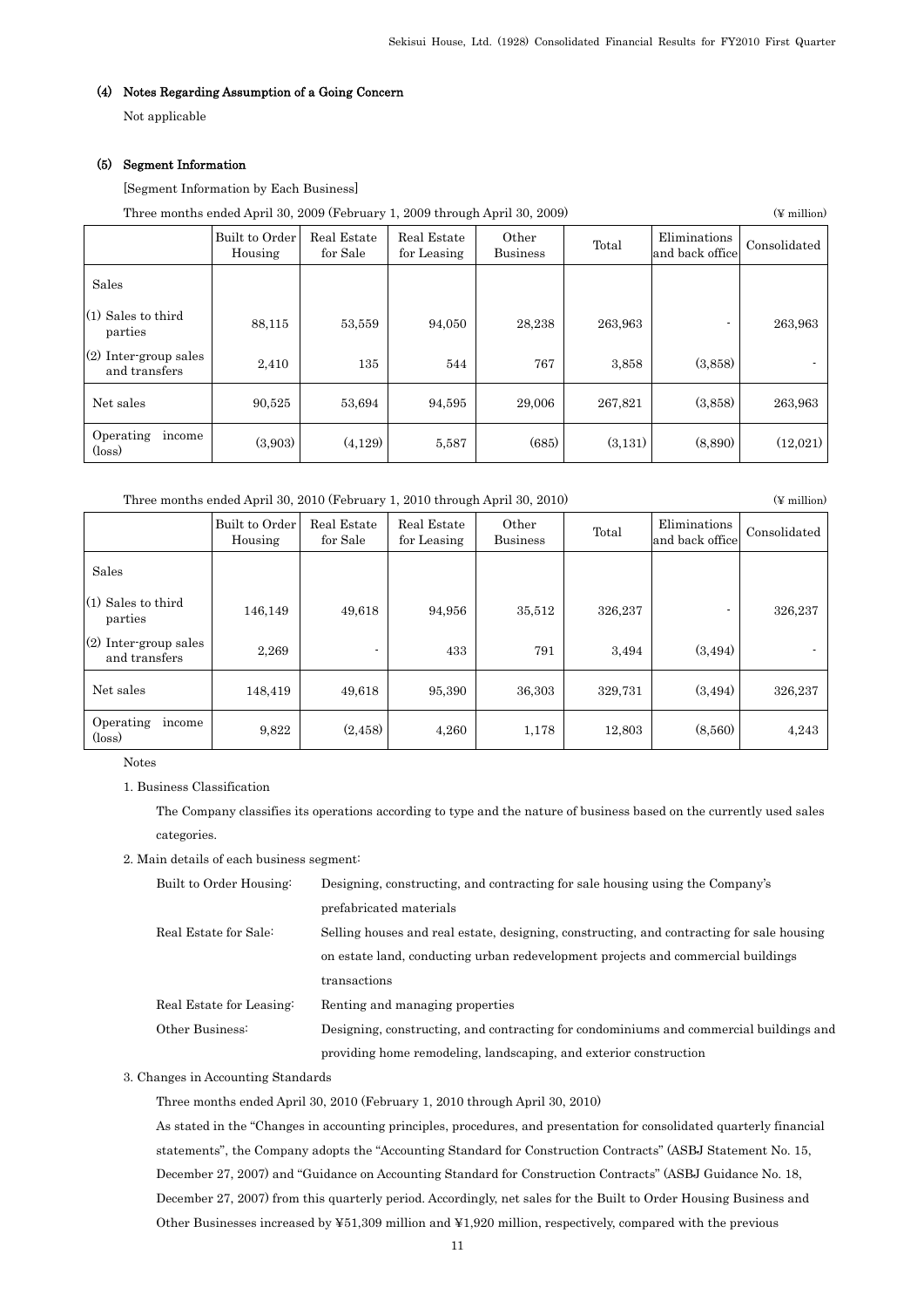### (4) Notes Regarding Assumption of a Going Concern

Not applicable

### (5) Segment Information

[Segment Information by Each Business]

Three months ended April 30, 2009 (February 1, 2009 through April 30, 2009) (¥ million)

| | Built to Order Housing | Real Estate for Sale | Real Estate for Leasing | Other Business | Total | Eliminations and back office | Consolidated |
|---|---|---|---|---|---|---|---|
| Sales | | | | | | | |
| (1) Sales to third parties | 88,115 | 53,559 | 94,050 | 28,238 | 263,963 | - | 263,963 |
| (2) Inter-group sales and transfers | 2,410 | 135 | 544 | 767 | 3,858 | (3,858) | - |
| Net sales | 90,525 | 53,694 | 94,595 | 29,006 | 267,821 | (3,858) | 263,963 |
| Operating income (loss) | (3,903) | (4,129) | 5,587 | (685) | (3,131) | (8,890) | (12,021) |

Three months ended April 30, 2010 (February 1, 2010 through April 30, 2010) (¥ million)

| | Built to Order Housing | Real Estate for Sale | Real Estate for Leasing | Other Business | Total | Eliminations and back office | Consolidated |
|---|---|---|---|---|---|---|---|
| Sales | | | | | | | |
| (1) Sales to third parties | 146,149 | 49,618 | 94,956 | 35,512 | 326,237 | - | 326,237 |
| (2) Inter-group sales and transfers | 2,269 | - | 433 | 791 | 3,494 | (3,494) | - |
| Net sales | 148,419 | 49,618 | 95,390 | 36,303 | 329,731 | (3,494) | 326,237 |
| Operating income (loss) | 9,822 | (2,458) | 4,260 | 1,178 | 12,803 | (8,560) | 4,243 |

Notes

1. Business Classification

   The Company classifies its operations according to type and the nature of business based on the currently used sales categories.

2. Main details of each business segment:

   - Built to Order Housing: Designing, constructing, and contracting for sale housing using the Company's prefabricated materials
   - Real Estate for Sale: Selling houses and real estate, designing, constructing, and contracting for sale housing on estate land, conducting urban redevelopment projects and commercial buildings transactions
   - Real Estate for Leasing: Renting and managing properties
   - Other Business: Designing, constructing, and contracting for condominiums and commercial buildings and providing home remodeling, landscaping, and exterior construction

3. Changes in Accounting Standards

   Three months ended April 30, 2010 (February 1, 2010 through April 30, 2010)

   As stated in the "Changes in accounting principles, procedures, and presentation for consolidated quarterly financial statements", the Company adopts the "Accounting Standard for Construction Contracts" (ASBJ Statement No. 15, December 27, 2007) and "Guidance on Accounting Standard for Construction Contracts" (ASBJ Guidance No. 18, December 27, 2007) from this quarterly period. Accordingly, net sales for the Built to Order Housing Business and Other Businesses increased by ¥51,309 million and ¥1,920 million, respectively, compared with the previous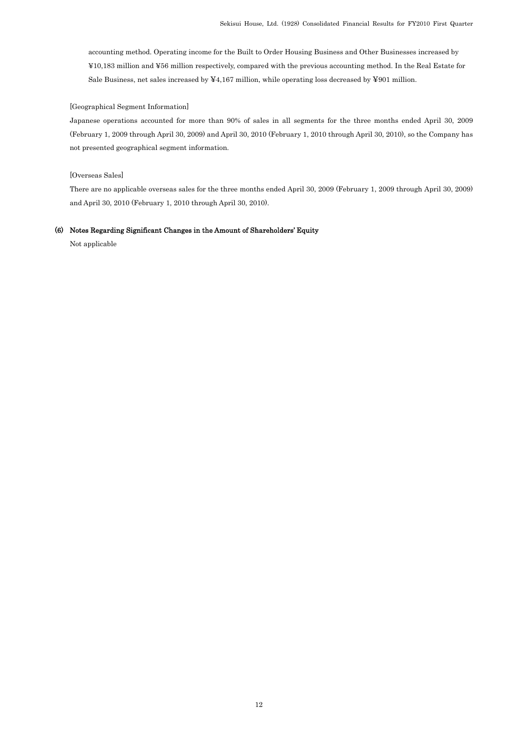accounting method. Operating income for the Built to Order Housing Business and Other Businesses increased by ¥10,183 million and ¥56 million respectively, compared with the previous accounting method. In the Real Estate for Sale Business, net sales increased by ¥4,167 million, while operating loss decreased by ¥901 million.

[Geographical Segment Information]

Japanese operations accounted for more than 90% of sales in all segments for the three months ended April 30, 2009 (February 1, 2009 through April 30, 2009) and April 30, 2010 (February 1, 2010 through April 30, 2010), so the Company has not presented geographical segment information.

[Overseas Sales]

There are no applicable overseas sales for the three months ended April 30, 2009 (February 1, 2009 through April 30, 2009) and April 30, 2010 (February 1, 2010 through April 30, 2010).

### (6) Notes Regarding Significant Changes in the Amount of Shareholders' Equity

Not applicable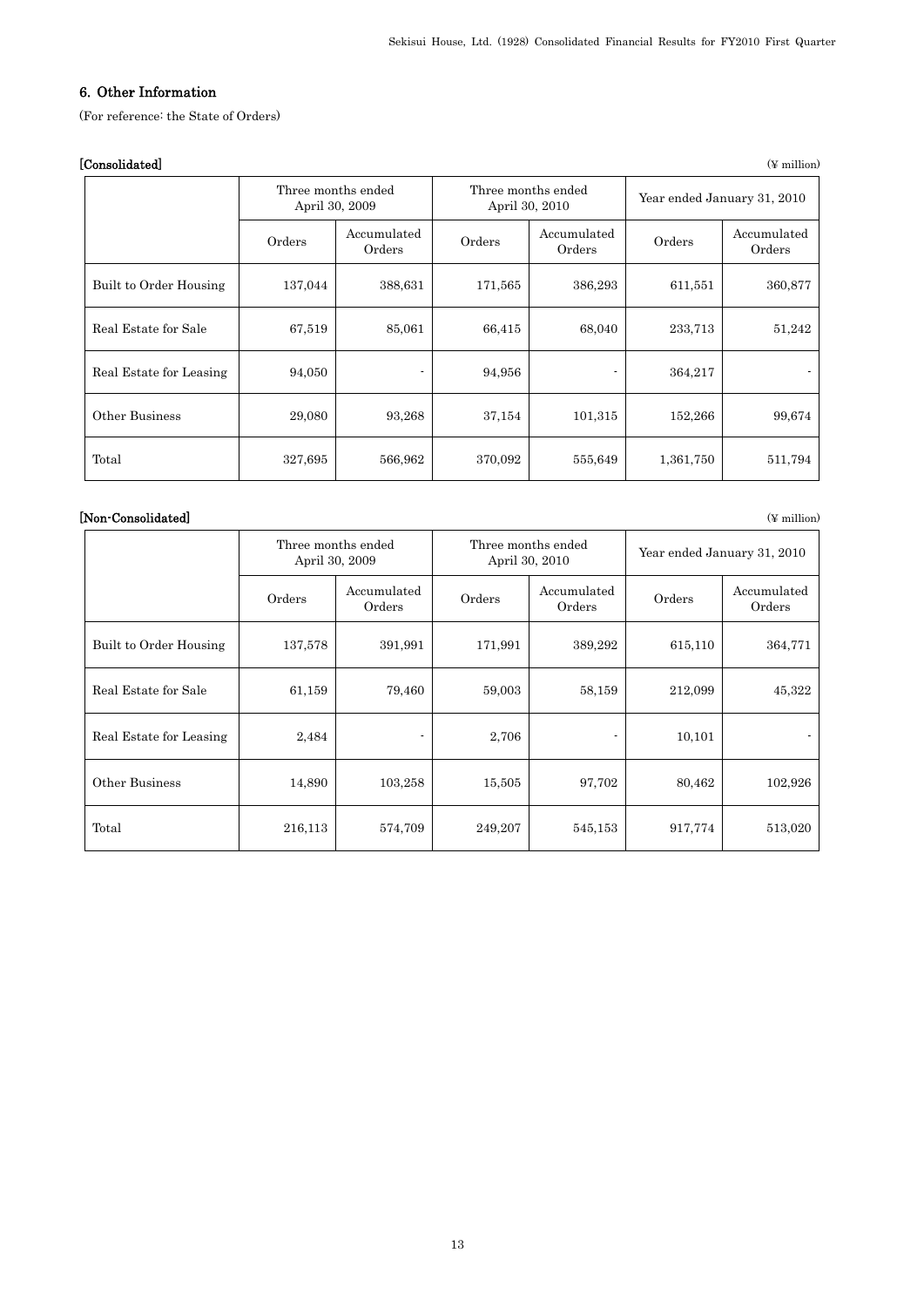## 6. Other Information

(For reference: the State of Orders)

**[Consolidated]** (¥ million)

| | Three months ended April 30, 2009 | | Three months ended April 30, 2010 | | Year ended January 31, 2010 | |
|---|---|---|---|---|---|---|
| | Orders | Accumulated Orders | Orders | Accumulated Orders | Orders | Accumulated Orders |
| Built to Order Housing | 137,044 | 388,631 | 171,565 | 386,293 | 611,551 | 360,877 |
| Real Estate for Sale | 67,519 | 85,061 | 66,415 | 68,040 | 233,713 | 51,242 |
| Real Estate for Leasing | 94,050 | - | 94,956 | - | 364,217 | - |
| Other Business | 29,080 | 93,268 | 37,154 | 101,315 | 152,266 | 99,674 |
| Total | 327,695 | 566,962 | 370,092 | 555,649 | 1,361,750 | 511,794 |

**[Non-Consolidated]** (¥ million)

| | Three months ended April 30, 2009 | | Three months ended April 30, 2010 | | Year ended January 31, 2010 | |
|---|---|---|---|---|---|---|
| | Orders | Accumulated Orders | Orders | Accumulated Orders | Orders | Accumulated Orders |
| Built to Order Housing | 137,578 | 391,991 | 171,991 | 389,292 | 615,110 | 364,771 |
| Real Estate for Sale | 61,159 | 79,460 | 59,003 | 58,159 | 212,099 | 45,322 |
| Real Estate for Leasing | 2,484 | - | 2,706 | - | 10,101 | - |
| Other Business | 14,890 | 103,258 | 15,505 | 97,702 | 80,462 | 102,926 |
| Total | 216,113 | 574,709 | 249,207 | 545,153 | 917,774 | 513,020 |